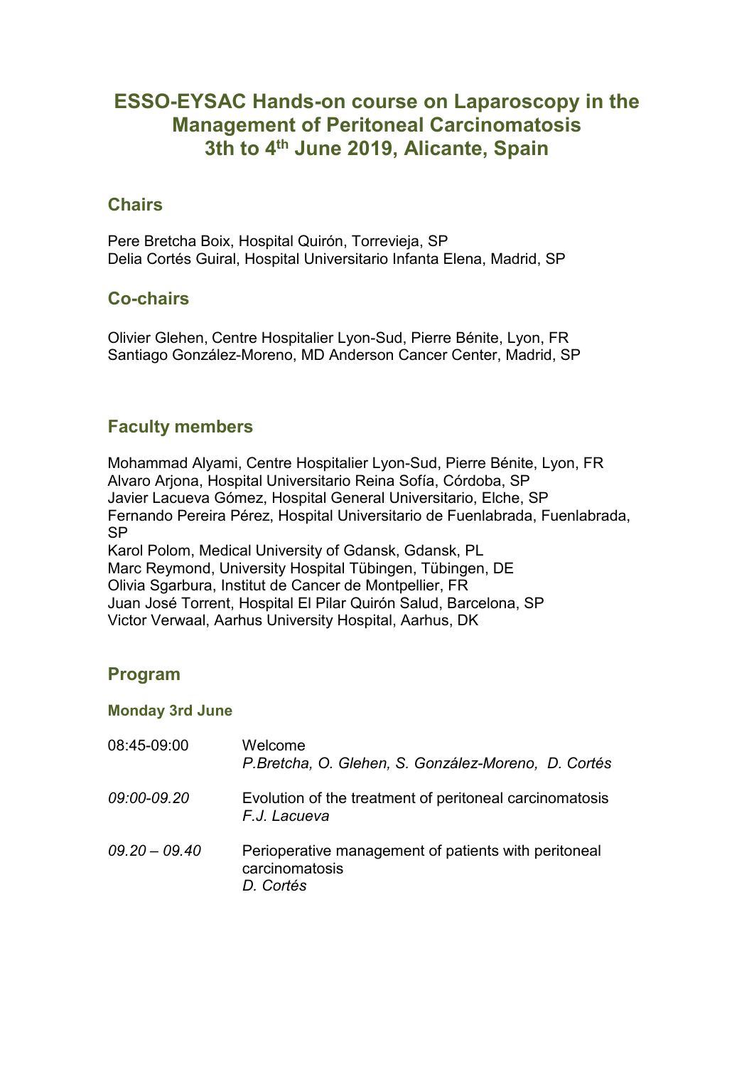# ESSO-EYSAC Hands-on course on Laparoscopy in the Management of Peritoneal Carcinomatosis 3th to 4th June 2019, Alicante, Spain

## Chairs

Pere Bretcha Boix, Hospital Quirón, Torrevieja, SP
Delia Cortés Guiral, Hospital Universitario Infanta Elena, Madrid, SP

## Co-chairs

Olivier Glehen, Centre Hospitalier Lyon-Sud, Pierre Bénite, Lyon, FR
Santiago González-Moreno, MD Anderson Cancer Center, Madrid, SP

## Faculty members

Mohammad Alyami, Centre Hospitalier Lyon-Sud, Pierre Bénite, Lyon, FR
Alvaro Arjona, Hospital Universitario Reina Sofía, Córdoba, SP
Javier Lacueva Gómez, Hospital General Universitario, Elche, SP
Fernando Pereira Pérez, Hospital Universitario de Fuenlabrada, Fuenlabrada, SP
Karol Polom, Medical University of Gdansk, Gdansk, PL
Marc Reymond, University Hospital Tübingen, Tübingen, DE
Olivia Sgarbura, Institut de Cancer de Montpellier, FR
Juan José Torrent, Hospital El Pilar Quirón Salud, Barcelona, SP
Victor Verwaal, Aarhus University Hospital, Aarhus, DK

## Program

### Monday 3rd June

| | |
|---|---|
| 08:45-09:00 | Welcome<br>*P.Bretcha, O. Glehen, S. González-Moreno, D. Cortés* |
| *09:00-09.20* | Evolution of the treatment of peritoneal carcinomatosis<br>*F.J. Lacueva* |
| *09.20 – 09.40* | Perioperative management of patients with peritoneal carcinomatosis<br>*D. Cortés* |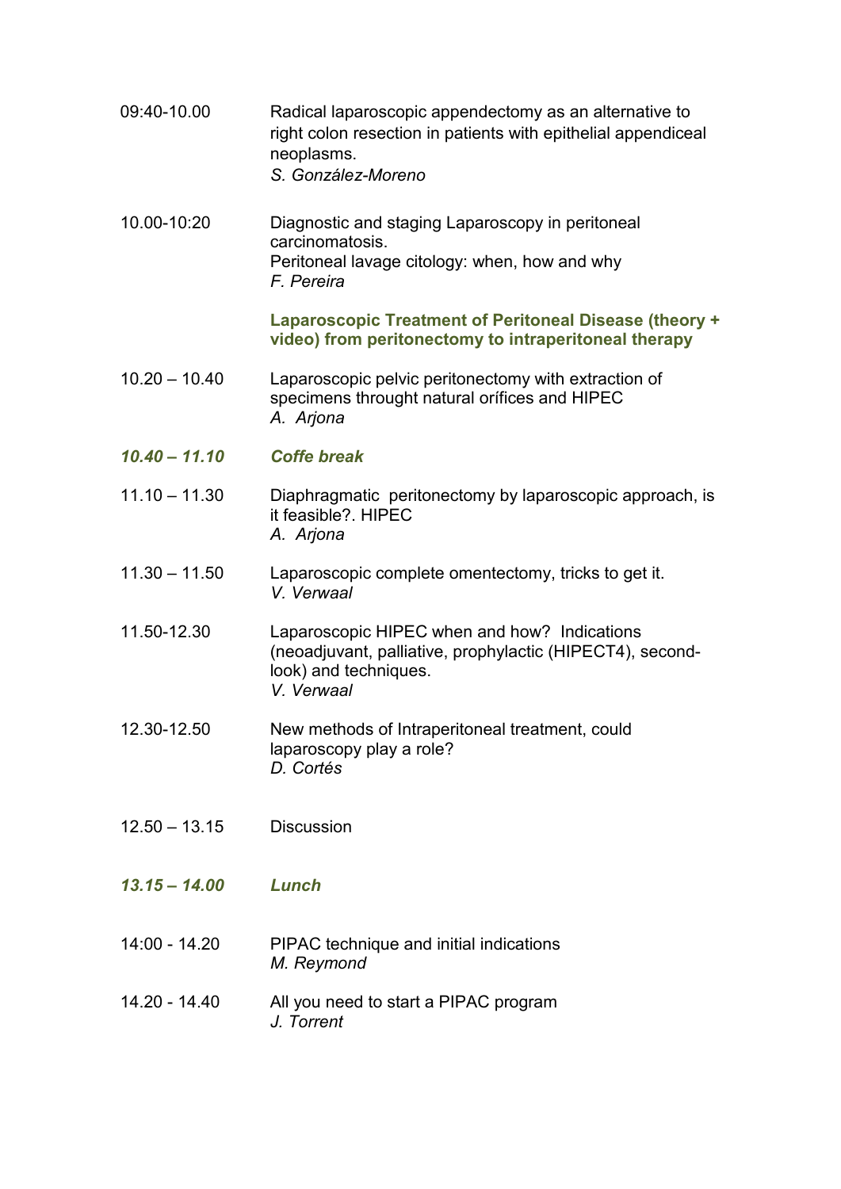| | |
|---|---|
| 09:40-10.00 | Radical laparoscopic appendectomy as an alternative to right colon resection in patients with epithelial appendiceal neoplasms.<br>*S. González-Moreno* |
| 10.00-10:20 | Diagnostic and staging Laparoscopy in peritoneal carcinomatosis.<br>Peritoneal lavage citology: when, how and why<br>*F. Pereira* |
| | **Laparoscopic Treatment of Peritoneal Disease (theory + video) from peritonectomy to intraperitoneal therapy** |
| 10.20 – 10.40 | Laparoscopic pelvic peritonectomy with extraction of specimens throught natural orífices and HIPEC<br>*A. Arjona* |
| ***10.40 – 11.10*** | ***Coffe break*** |
| 11.10 – 11.30 | Diaphragmatic peritonectomy by laparoscopic approach, is it feasible?. HIPEC<br>*A. Arjona* |
| 11.30 – 11.50 | Laparoscopic complete omentectomy, tricks to get it.<br>*V. Verwaal* |
| 11.50-12.30 | Laparoscopic HIPEC when and how? Indications (neoadjuvant, palliative, prophylactic (HIPECT4), second-look) and techniques.<br>*V. Verwaal* |
| 12.30-12.50 | New methods of Intraperitoneal treatment, could laparoscopy play a role?<br>*D. Cortés* |
| 12.50 – 13.15 | Discussion |
| ***13.15 – 14.00*** | ***Lunch*** |
| 14:00 - 14.20 | PIPAC technique and initial indications<br>*M. Reymond* |
| 14.20 - 14.40 | All you need to start a PIPAC program<br>*J. Torrent* |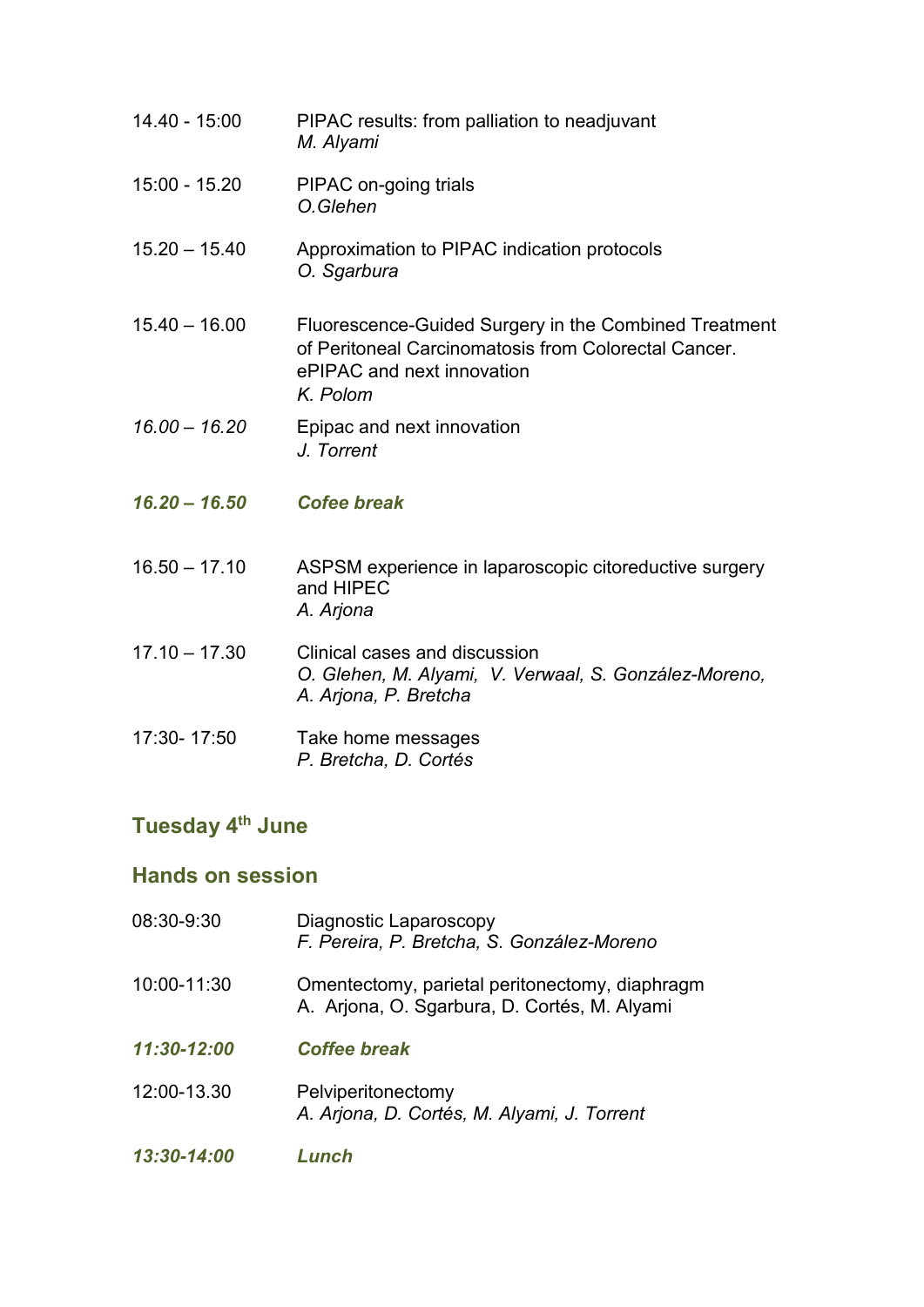14.40 - 15:00 PIPAC results: from palliation to neadjuvant
*M. Alyami*

15:00 - 15.20 PIPAC on-going trials
*O.Glehen*

15.20 – 15.40 Approximation to PIPAC indication protocols
*O. Sgarbura*

15.40 – 16.00 Fluorescence-Guided Surgery in the Combined Treatment of Peritoneal Carcinomatosis from Colorectal Cancer. ePIPAC and next innovation
*K. Polom*

*16.00 – 16.20* Epipac and next innovation
*J. Torrent*

***16.20 – 16.50 Cofee break***

16.50 – 17.10 ASPSM experience in laparoscopic citoreductive surgery and HIPEC
*A. Arjona*

17.10 – 17.30 Clinical cases and discussion
*O. Glehen, M. Alyami, V. Verwaal, S. González-Moreno, A. Arjona, P. Bretcha*

17:30- 17:50 Take home messages
*P. Bretcha, D. Cortés*

## Tuesday 4th June

## Hands on session

08:30-9:30 Diagnostic Laparoscopy
*F. Pereira, P. Bretcha, S. González-Moreno*

10:00-11:30 Omentectomy, parietal peritonectomy, diaphragm
A. Arjona, O. Sgarbura, D. Cortés, M. Alyami

***11:30-12:00 Coffee break***

12:00-13.30 Pelviperitonectomy
*A. Arjona, D. Cortés, M. Alyami, J. Torrent*

***13:30-14:00 Lunch***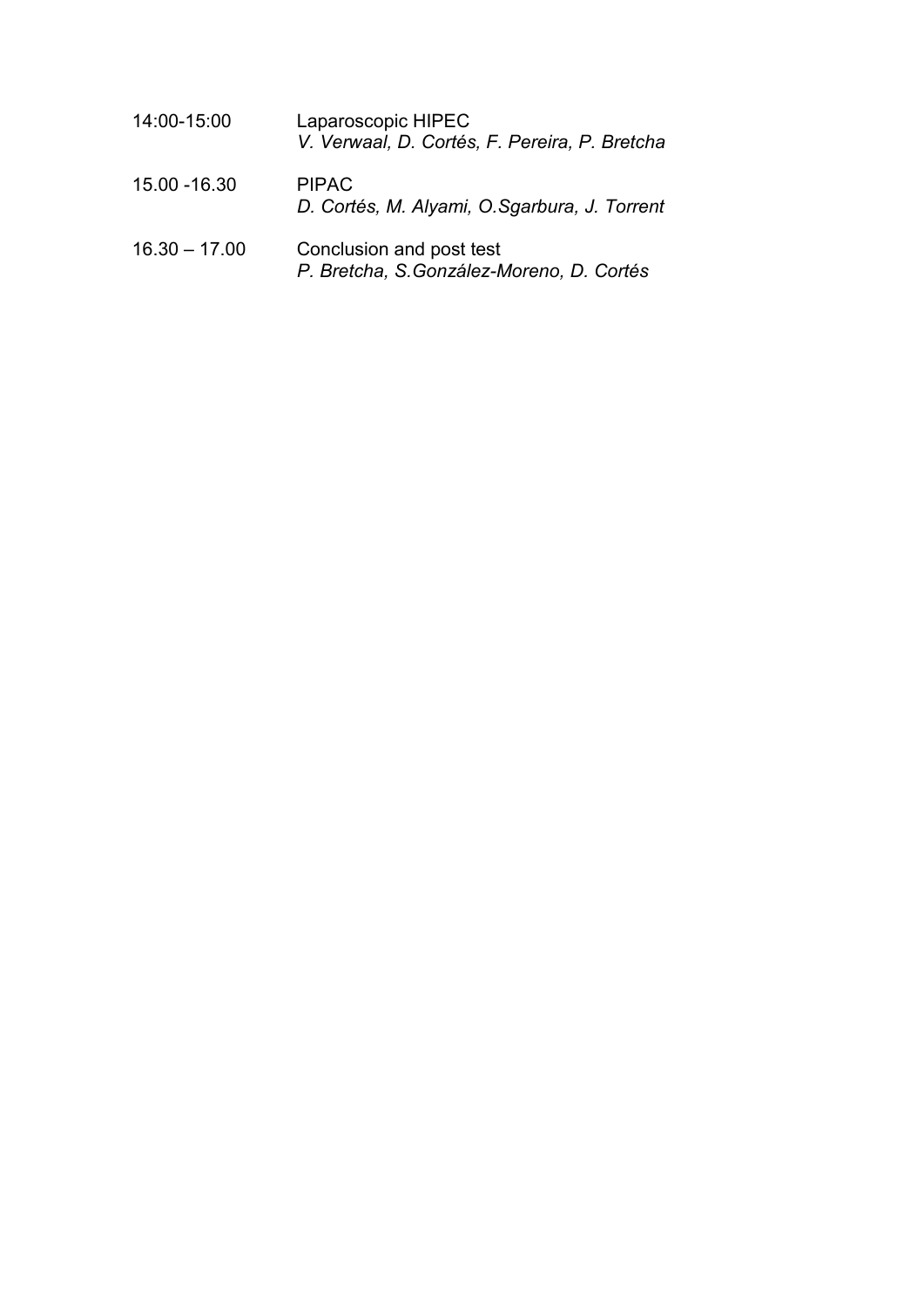| | |
|---|---|
| 14:00-15:00 | Laparoscopic HIPEC<br>*V. Verwaal, D. Cortés, F. Pereira, P. Bretcha* |
| 15.00 -16.30 | PIPAC<br>*D. Cortés, M. Alyami, O.Sgarbura, J. Torrent* |
| 16.30 – 17.00 | Conclusion and post test<br>*P. Bretcha, S.González-Moreno, D. Cortés* |